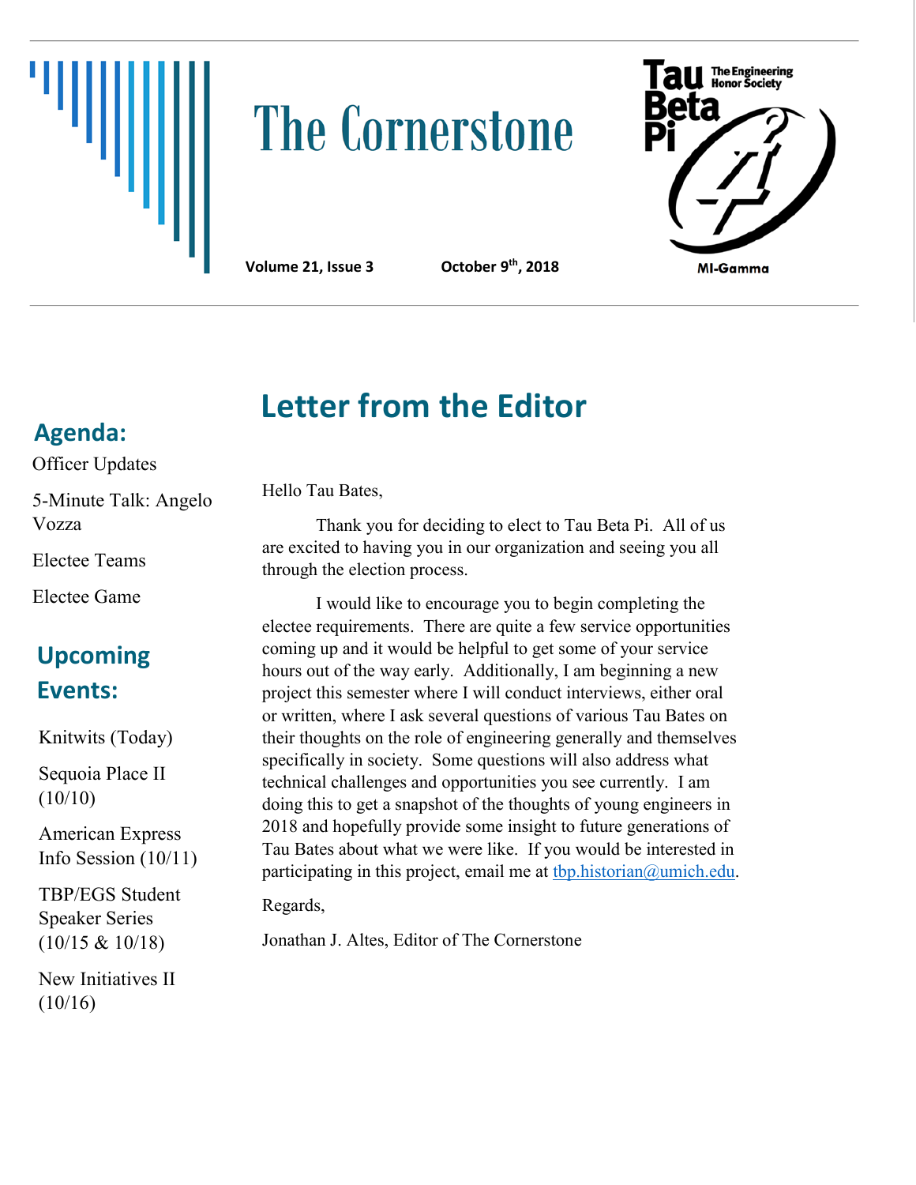# The Cornerstone

**Volume 21, Issue 3** **October 9th, 2018**

Tau Beta Pi — The Engineering Honor Society

MI-Gamma

## Agenda:

Officer Updates

5-Minute Talk: Angelo Vozza

Electee Teams

Electee Game

## Upcoming Events:

Knitwits (Today)

Sequoia Place II (10/10)

American Express Info Session (10/11)

TBP/EGS Student Speaker Series (10/15 & 10/18)

New Initiatives II (10/16)

## Letter from the Editor

Hello Tau Bates,

Thank you for deciding to elect to Tau Beta Pi. All of us are excited to having you in our organization and seeing you all through the election process.

I would like to encourage you to begin completing the electee requirements. There are quite a few service opportunities coming up and it would be helpful to get some of your service hours out of the way early. Additionally, I am beginning a new project this semester where I will conduct interviews, either oral or written, where I ask several questions of various Tau Bates on their thoughts on the role of engineering generally and themselves specifically in society. Some questions will also address what technical challenges and opportunities you see currently. I am doing this to get a snapshot of the thoughts of young engineers in 2018 and hopefully provide some insight to future generations of Tau Bates about what we were like. If you would be interested in participating in this project, email me at tbp.historian@umich.edu.

Regards,

Jonathan J. Altes, Editor of The Cornerstone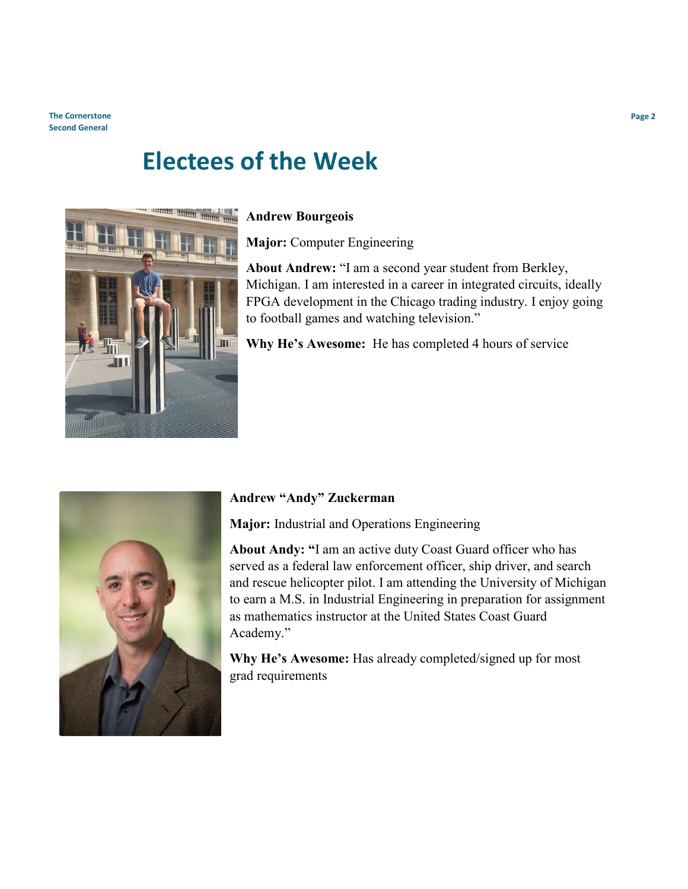# Electees of the Week

**Andrew Bourgeois**

**Major:** Computer Engineering

**About Andrew:** "I am a second year student from Berkley, Michigan. I am interested in a career in integrated circuits, ideally FPGA development in the Chicago trading industry. I enjoy going to football games and watching television."

**Why He's Awesome:** He has completed 4 hours of service

**Andrew "Andy" Zuckerman**

**Major:** Industrial and Operations Engineering

**About Andy: "**I am an active duty Coast Guard officer who has served as a federal law enforcement officer, ship driver, and search and rescue helicopter pilot. I am attending the University of Michigan to earn a M.S. in Industrial Engineering in preparation for assignment as mathematics instructor at the United States Coast Guard Academy."

**Why He's Awesome:** Has already completed/signed up for most grad requirements